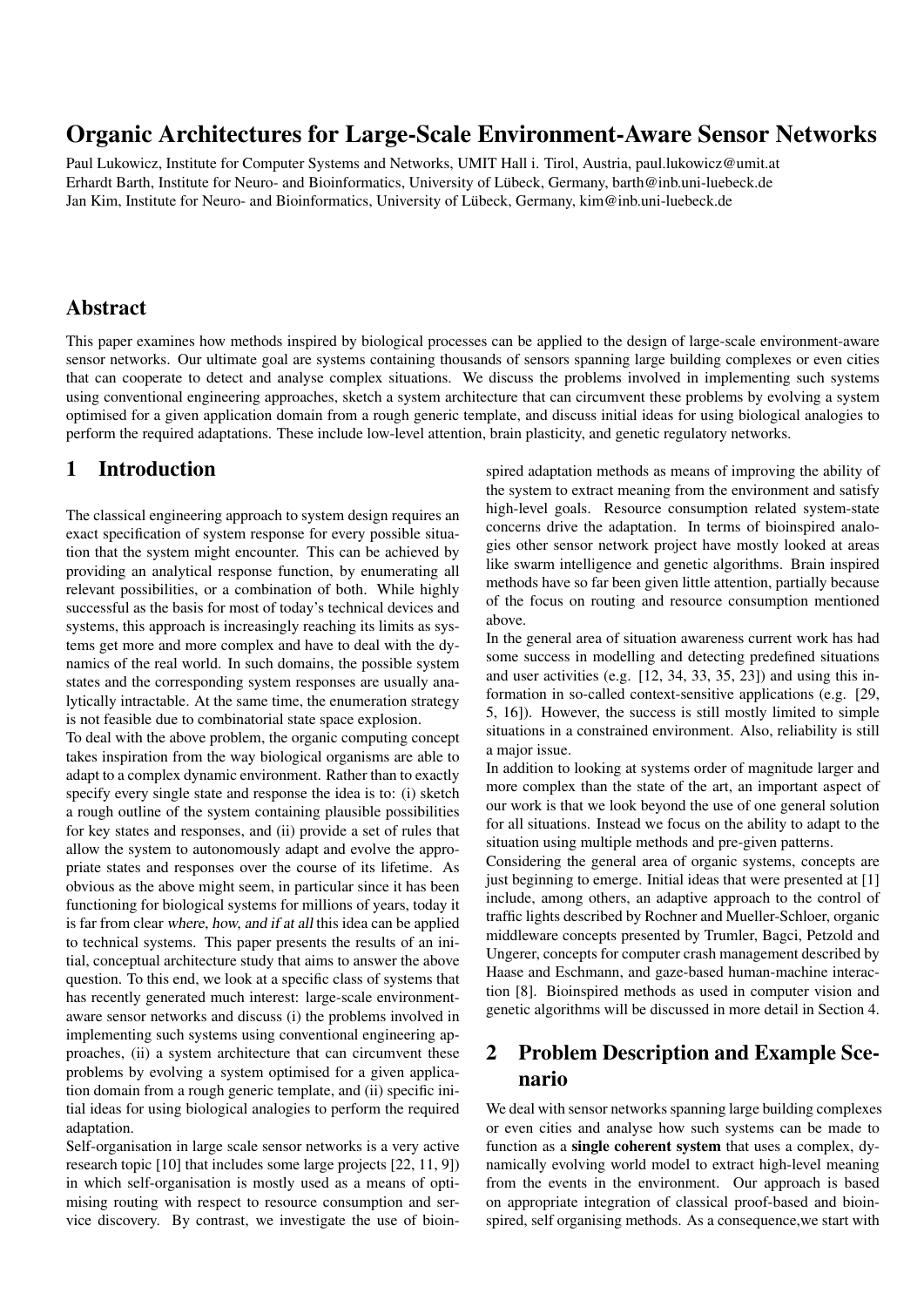# Organic Architectures for Large-Scale Environment-Aware Sensor Networks

Paul Lukowicz, Institute for Computer Systems and Networks, UMIT Hall i. Tirol, Austria, paul.lukowicz@umit.at
Erhardt Barth, Institute for Neuro- and Bioinformatics, University of Lübeck, Germany, barth@inb.uni-luebeck.de
Jan Kim, Institute for Neuro- and Bioinformatics, University of Lübeck, Germany, kim@inb.uni-luebeck.de

## Abstract

This paper examines how methods inspired by biological processes can be applied to the design of large-scale environment-aware sensor networks. Our ultimate goal are systems containing thousands of sensors spanning large building complexes or even cities that can cooperate to detect and analyse complex situations. We discuss the problems involved in implementing such systems using conventional engineering approaches, sketch a system architecture that can circumvent these problems by evolving a system optimised for a given application domain from a rough generic template, and discuss initial ideas for using biological analogies to perform the required adaptations. These include low-level attention, brain plasticity, and genetic regulatory networks.

## 1 Introduction

The classical engineering approach to system design requires an exact specification of system response for every possible situation that the system might encounter. This can be achieved by providing an analytical response function, by enumerating all relevant possibilities, or a combination of both. While highly successful as the basis for most of today's technical devices and systems, this approach is increasingly reaching its limits as systems get more and more complex and have to deal with the dynamics of the real world. In such domains, the possible system states and the corresponding system responses are usually analytically intractable. At the same time, the enumeration strategy is not feasible due to combinatorial state space explosion.

To deal with the above problem, the organic computing concept takes inspiration from the way biological organisms are able to adapt to a complex dynamic environment. Rather than to exactly specify every single state and response the idea is to: (i) sketch a rough outline of the system containing plausible possibilities for key states and responses, and (ii) provide a set of rules that allow the system to autonomously adapt and evolve the appropriate states and responses over the course of its lifetime. As obvious as the above might seem, in particular since it has been functioning for biological systems for millions of years, today it is far from clear *where, how, and if at all* this idea can be applied to technical systems. This paper presents the results of an initial, conceptual architecture study that aims to answer the above question. To this end, we look at a specific class of systems that has recently generated much interest: large-scale environment-aware sensor networks and discuss (i) the problems involved in implementing such systems using conventional engineering approaches, (ii) a system architecture that can circumvent these problems by evolving a system optimised for a given application domain from a rough generic template, and (ii) specific initial ideas for using biological analogies to perform the required adaptation.

Self-organisation in large scale sensor networks is a very active research topic [10] that includes some large projects [22, 11, 9]) in which self-organisation is mostly used as a means of optimising routing with respect to resource consumption and service discovery. By contrast, we investigate the use of bioinspired adaptation methods as means of improving the ability of the system to extract meaning from the environment and satisfy high-level goals. Resource consumption related system-state concerns drive the adaptation. In terms of bioinspired analogies other sensor network project have mostly looked at areas like swarm intelligence and genetic algorithms. Brain inspired methods have so far been given little attention, partially because of the focus on routing and resource consumption mentioned above.

In the general area of situation awareness current work has had some success in modelling and detecting predefined situations and user activities (e.g. [12, 34, 33, 35, 23]) and using this information in so-called context-sensitive applications (e.g. [29, 5, 16]). However, the success is still mostly limited to simple situations in a constrained environment. Also, reliability is still a major issue.

In addition to looking at systems order of magnitude larger and more complex than the state of the art, an important aspect of our work is that we look beyond the use of one general solution for all situations. Instead we focus on the ability to adapt to the situation using multiple methods and pre-given patterns.

Considering the general area of organic systems, concepts are just beginning to emerge. Initial ideas that were presented at [1] include, among others, an adaptive approach to the control of traffic lights described by Rochner and Mueller-Schloer, organic middleware concepts presented by Trumler, Bagci, Petzold and Ungerer, concepts for computer crash management described by Haase and Eschmann, and gaze-based human-machine interaction [8]. Bioinspired methods as used in computer vision and genetic algorithms will be discussed in more detail in Section 4.

## 2 Problem Description and Example Scenario

We deal with sensor networks spanning large building complexes or even cities and analyse how such systems can be made to function as a **single coherent system** that uses a complex, dynamically evolving world model to extract high-level meaning from the events in the environment. Our approach is based on appropriate integration of classical proof-based and bioinspired, self organising methods. As a consequence,we start with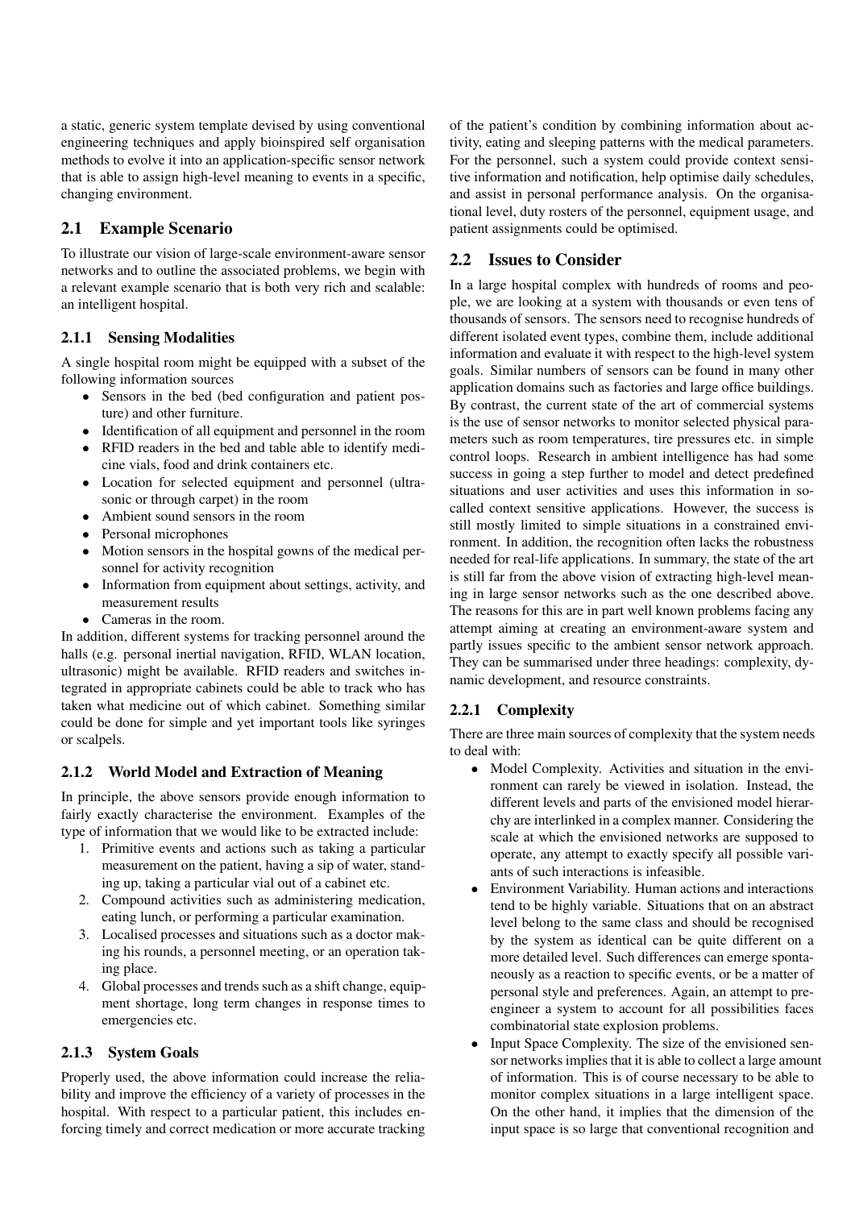a static, generic system template devised by using conventional engineering techniques and apply bioinspired self organisation methods to evolve it into an application-specific sensor network that is able to assign high-level meaning to events in a specific, changing environment.

## 2.1 Example Scenario

To illustrate our vision of large-scale environment-aware sensor networks and to outline the associated problems, we begin with a relevant example scenario that is both very rich and scalable: an intelligent hospital.

### 2.1.1 Sensing Modalities

A single hospital room might be equipped with a subset of the following information sources

- Sensors in the bed (bed configuration and patient posture) and other furniture.
- Identification of all equipment and personnel in the room
- RFID readers in the bed and table able to identify medicine vials, food and drink containers etc.
- Location for selected equipment and personnel (ultrasonic or through carpet) in the room
- Ambient sound sensors in the room
- Personal microphones
- Motion sensors in the hospital gowns of the medical personnel for activity recognition
- Information from equipment about settings, activity, and measurement results
- Cameras in the room.

In addition, different systems for tracking personnel around the halls (e.g. personal inertial navigation, RFID, WLAN location, ultrasonic) might be available. RFID readers and switches integrated in appropriate cabinets could be able to track who has taken what medicine out of which cabinet. Something similar could be done for simple and yet important tools like syringes or scalpels.

### 2.1.2 World Model and Extraction of Meaning

In principle, the above sensors provide enough information to fairly exactly characterise the environment. Examples of the type of information that we would like to be extracted include:

1. Primitive events and actions such as taking a particular measurement on the patient, having a sip of water, standing up, taking a particular vial out of a cabinet etc.
2. Compound activities such as administering medication, eating lunch, or performing a particular examination.
3. Localised processes and situations such as a doctor making his rounds, a personnel meeting, or an operation taking place.
4. Global processes and trends such as a shift change, equipment shortage, long term changes in response times to emergencies etc.

### 2.1.3 System Goals

Properly used, the above information could increase the reliability and improve the efficiency of a variety of processes in the hospital. With respect to a particular patient, this includes enforcing timely and correct medication or more accurate tracking of the patient's condition by combining information about activity, eating and sleeping patterns with the medical parameters. For the personnel, such a system could provide context sensitive information and notification, help optimise daily schedules, and assist in personal performance analysis. On the organisational level, duty rosters of the personnel, equipment usage, and patient assignments could be optimised.

## 2.2 Issues to Consider

In a large hospital complex with hundreds of rooms and people, we are looking at a system with thousands or even tens of thousands of sensors. The sensors need to recognise hundreds of different isolated event types, combine them, include additional information and evaluate it with respect to the high-level system goals. Similar numbers of sensors can be found in many other application domains such as factories and large office buildings. By contrast, the current state of the art of commercial systems is the use of sensor networks to monitor selected physical parameters such as room temperatures, tire pressures etc. in simple control loops. Research in ambient intelligence has had some success in going a step further to model and detect predefined situations and user activities and uses this information in so-called context sensitive applications. However, the success is still mostly limited to simple situations in a constrained environment. In addition, the recognition often lacks the robustness needed for real-life applications. In summary, the state of the art is still far from the above vision of extracting high-level meaning in large sensor networks such as the one described above. The reasons for this are in part well known problems facing any attempt aiming at creating an environment-aware system and partly issues specific to the ambient sensor network approach. They can be summarised under three headings: complexity, dynamic development, and resource constraints.

### 2.2.1 Complexity

There are three main sources of complexity that the system needs to deal with:

- Model Complexity. Activities and situation in the environment can rarely be viewed in isolation. Instead, the different levels and parts of the envisioned model hierarchy are interlinked in a complex manner. Considering the scale at which the envisioned networks are supposed to operate, any attempt to exactly specify all possible variants of such interactions is infeasible.
- Environment Variability. Human actions and interactions tend to be highly variable. Situations that on an abstract level belong to the same class and should be recognised by the system as identical can be quite different on a more detailed level. Such differences can emerge spontaneously as a reaction to specific events, or be a matter of personal style and preferences. Again, an attempt to pre-engineer a system to account for all possibilities faces combinatorial state explosion problems.
- Input Space Complexity. The size of the envisioned sensor networks implies that it is able to collect a large amount of information. This is of course necessary to be able to monitor complex situations in a large intelligent space. On the other hand, it implies that the dimension of the input space is so large that conventional recognition and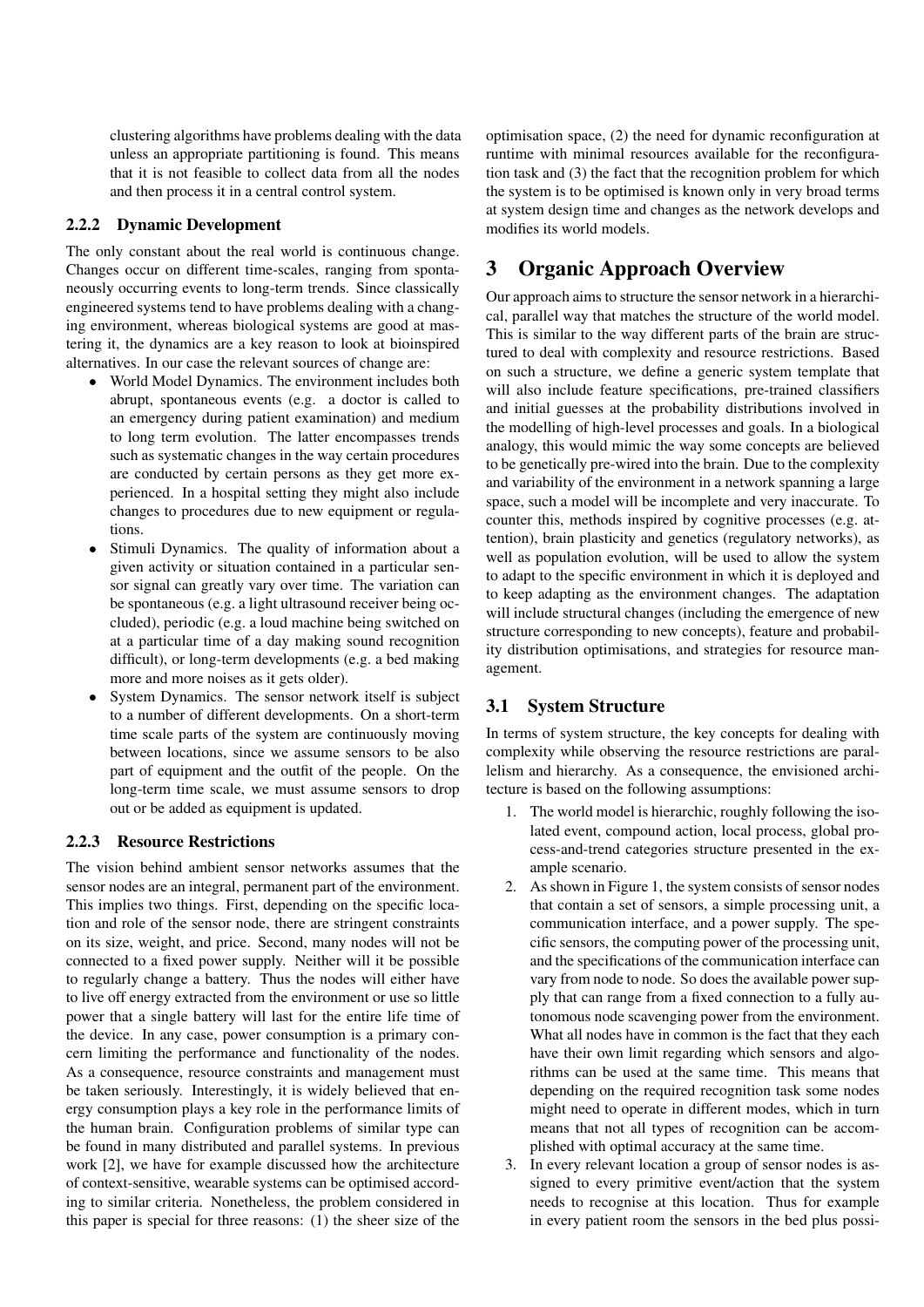clustering algorithms have problems dealing with the data unless an appropriate partitioning is found. This means that it is not feasible to collect data from all the nodes and then process it in a central control system.

### 2.2.2 Dynamic Development

The only constant about the real world is continuous change. Changes occur on different time-scales, ranging from spontaneously occurring events to long-term trends. Since classically engineered systems tend to have problems dealing with a changing environment, whereas biological systems are good at mastering it, the dynamics are a key reason to look at bioinspired alternatives. In our case the relevant sources of change are:

- World Model Dynamics. The environment includes both abrupt, spontaneous events (e.g. a doctor is called to an emergency during patient examination) and medium to long term evolution. The latter encompasses trends such as systematic changes in the way certain procedures are conducted by certain persons as they get more experienced. In a hospital setting they might also include changes to procedures due to new equipment or regulations.
- Stimuli Dynamics. The quality of information about a given activity or situation contained in a particular sensor signal can greatly vary over time. The variation can be spontaneous (e.g. a light ultrasound receiver being occluded), periodic (e.g. a loud machine being switched on at a particular time of a day making sound recognition difficult), or long-term developments (e.g. a bed making more and more noises as it gets older).
- System Dynamics. The sensor network itself is subject to a number of developments. On a short-term time scale parts of the system are continuously moving between locations, since we assume sensors to be also part of equipment and the outfit of the people. On the long-term time scale, we must assume sensors to drop out or be added as equipment is updated.

### 2.2.3 Resource Restrictions

The vision behind ambient sensor networks assumes that the sensor nodes are an integral, permanent part of the environment. This implies two things. First, depending on the specific location and role of the sensor node, there are stringent constraints on its size, weight, and price. Second, many nodes will not be connected to a fixed power supply. Neither will it be possible to regularly change a battery. Thus the nodes will either have to live off energy extracted from the environment or use so little power that a single battery will last for the entire life time of the device. In any case, power consumption is a primary concern limiting the performance and functionality of the nodes. As a consequence, resource constraints and management must be taken seriously. Interestingly, it is widely believed that energy consumption plays a key role in the performance limits of the human brain. Configuration problems of similar type can be found in many distributed and parallel systems. In previous work [2], we have for example discussed how the architecture of context-sensitive, wearable systems can be optimised according to similar criteria. Nonetheless, the problem considered in this paper is special for three reasons: (1) the sheer size of the optimisation space, (2) the need for dynamic reconfiguration at runtime with minimal resources available for the reconfiguration task and (3) the fact that the recognition problem for which the system is to be optimised is known only in very broad terms at system design time and changes as the network develops and modifies its world models.

# 3 Organic Approach Overview

Our approach aims to structure the sensor network in a hierarchical, parallel way that matches the structure of the world model. This is similar to the way different parts of the brain are structured to deal with complexity and resource restrictions. Based on such a structure, we define a generic system template that will also include feature specifications, pre-trained classifiers and initial guesses at the probability distributions involved in the modelling of high-level processes and goals. In a biological analogy, this would mimic the way some concepts are believed to be genetically pre-wired into the brain. Due to the complexity and variability of the environment in a network spanning a large space, such a model will be incomplete and very inaccurate. To counter this, methods inspired by cognitive processes (e.g. attention), brain plasticity and genetics (regulatory networks), as well as population evolution, will be used to allow the system to adapt to the specific environment in which it is deployed and to keep adapting as the environment changes. The adaptation will include structural changes (including the emergence of new structure corresponding to new concepts), feature and probability distribution optimisations, and strategies for resource management.

## 3.1 System Structure

In terms of system structure, the key concepts for dealing with complexity while observing the resource restrictions are parallelism and hierarchy. As a consequence, the envisioned architecture is based on the following assumptions:

1. The world model is hierarchic, roughly following the isolated event, compound action, local process, global process-and-trend categories structure presented in the example scenario.
2. As shown in Figure 1, the system consists of sensor nodes that contain a set of sensors, a simple processing unit, a communication interface, and a power supply. The specific sensors, the computing power of the processing unit, and the specifications of the communication interface can vary from node to node. So does the available power supply that can range from a fixed connection to a fully autonomous node scavenging power from the environment. What all nodes have in common is the fact that they each have their own limit regarding which sensors and algorithms can be used at the same time. This means that depending on the required recognition task some nodes might need to operate in different modes, which in turn means that not all types of recognition can be accomplished with optimal accuracy at the same time.
3. In every relevant location a group of sensor nodes is assigned to every primitive event/action that the system needs to recognise at this location. Thus for example in every patient room the sensors in the bed plus possi-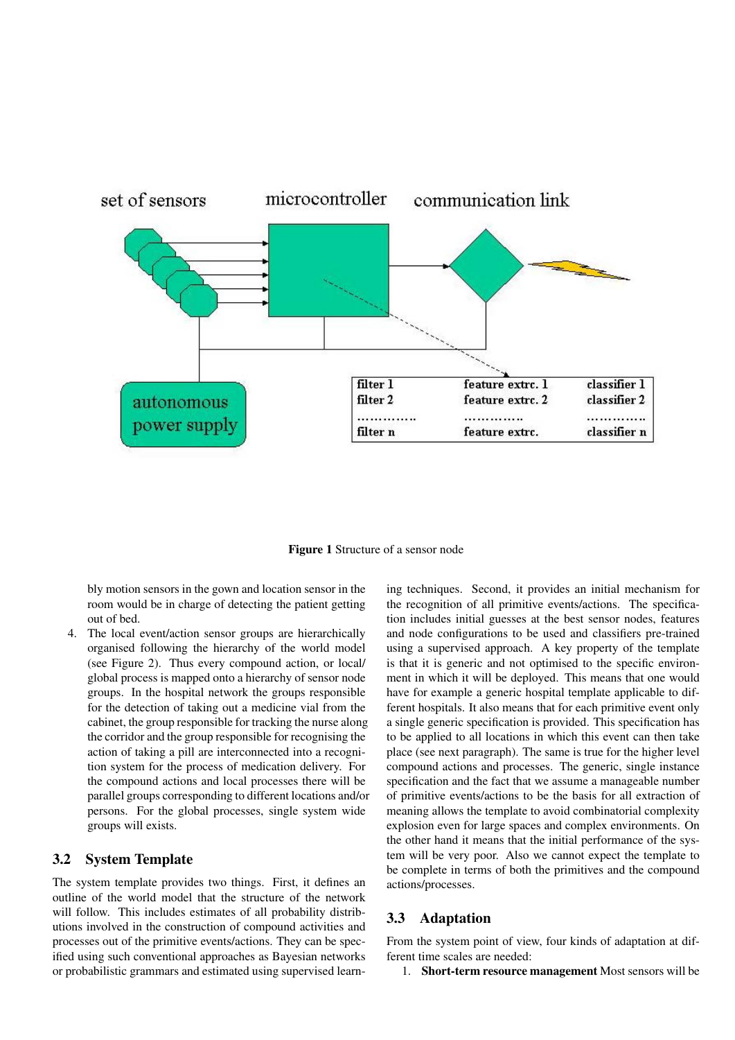Figure 1 Structure of a sensor node

bly motion sensors in the gown and location sensor in the room would be in charge of detecting the patient getting out of bed.

4. The local event/action sensor groups are hierarchically organised following the hierarchy of the world model (see Figure 2). Thus every compound action, or local/global process is mapped onto a hierarchy of sensor node groups. In the hospital network the groups responsible for the detection of taking out a medicine vial from the cabinet, the group responsible for tracking the nurse along the corridor and the group responsible for recognising the action of taking a pill are interconnected into a recognition system for the process of medication delivery. For the compound actions and local processes there will be parallel groups corresponding to different locations and/or persons. For the global processes, single system wide groups will exists.

### 3.2 System Template

The system template provides two things. First, it defines an outline of the world model that the structure of the network will follow. This includes estimates of all probability distributions involved in the construction of compound activities and processes out of the primitive events/actions. They can be specified using such conventional approaches as Bayesian networks or probabilistic grammars and estimated using supervised learning techniques. Second, it provides an initial mechanism for the recognition of all primitive events/actions. The specification includes initial guesses at the best sensor nodes, features and node configurations to be used and classifiers pre-trained using a supervised approach. A key property of the template is that it is generic and not optimised to the specific environment in which it will be deployed. This means that one would have for example a generic hospital template applicable to different hospitals. It also means that for each primitive event only a single generic specification is provided. This specification has to be applied to all locations in which this event can then take place (see next paragraph). The same is true for the higher level compound actions and processes. The generic, single instance specification and the fact that we assume a manageable number of primitive events/actions to be the basis for all extraction of meaning allows the template to avoid combinatorial complexity explosion even for large spaces and complex environments. On the other hand it means that the initial performance of the system will be very poor. Also we cannot expect the template to be complete in terms of both the primitives and the compound actions/processes.

### 3.3 Adaptation

From the system point of view, four kinds of adaptation at different time scales are needed:

1. **Short-term resource management** Most sensors will be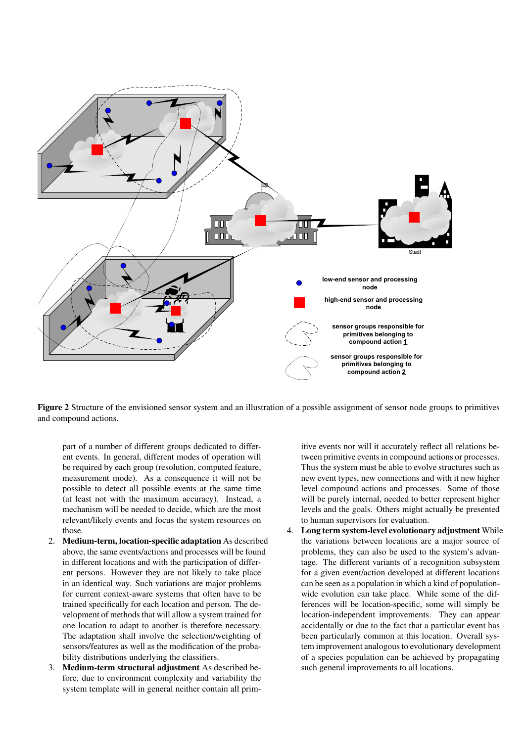**Figure 2** Structure of the envisioned sensor system and an illustration of a possible assignment of sensor node groups to primitives and compound actions.

part of a number of different groups dedicated to different events. In general, different modes of operation will be required by each group (resolution, computed feature, measurement mode). As a consequence it will not be possible to detect all possible events at the same time (at least not with the maximum accuracy). Instead, a mechanism will be needed to decide, which are the most relevant/likely events and focus the system resources on those.

2. **Medium-term, location-specific adaptation** As described above, the same events/actions and processes will be found in different locations and with the participation of different persons. However they are not likely to take place in an identical way. Such variations are major problems for current context-aware systems that often have to be trained specifically for each location and person. The development of methods that will allow a system trained for one location to adapt to another is therefore necessary. The adaptation shall involve the selection/weighting of sensors/features as well as the modification of the probability distributions underlying the classifiers.
3. **Medium-term structural adjustment** As described before, due to environment complexity and variability the system template will in general neither contain all primitive events nor will it accurately reflect all relations between primitive events in compound actions or processes. Thus the system must be able to evolve structures such as new event types, new connections and with it new higher level compound actions and processes. Some of those will be purely internal, needed to better represent higher levels and the goals. Others might actually be presented to human supervisors for evaluation.
4. **Long term system-level evolutionary adjustment** While the variations between locations are a major source of problems, they can also be used to the system's advantage. The different variants of a recognition subsystem for a given event/action developed at different locations can be seen as a population in which a kind of population-wide evolution can take place. While some of the differences will be location-specific, some will simply be location-independent improvements. They can appear accidentally or due to the fact that a particular event has been particularly common at this location. Overall system improvement analogous to evolutionary development of a species population can be achieved by propagating such general improvements to all locations.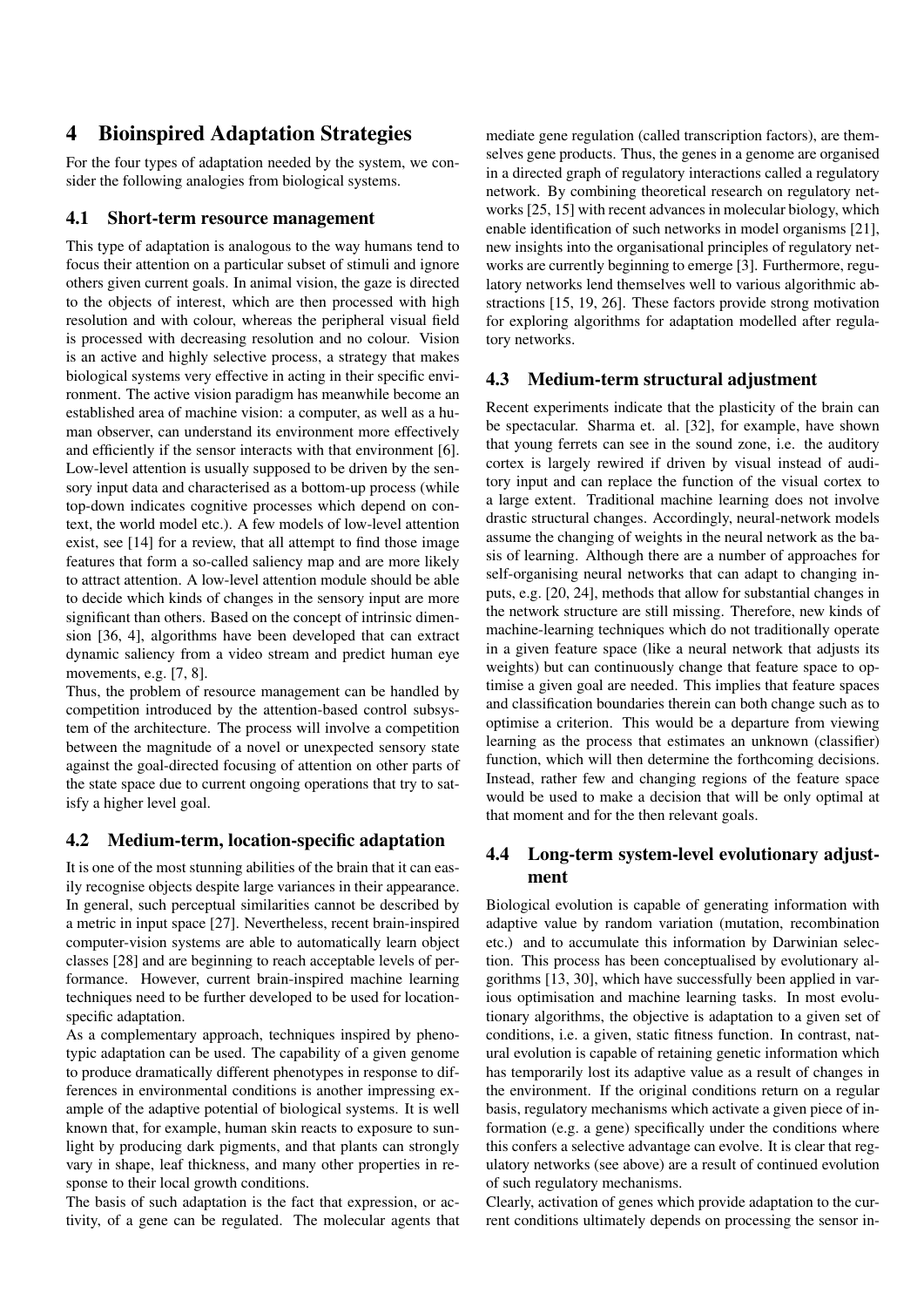## 4 Bioinspired Adaptation Strategies

For the four types of adaptation needed by the system, we consider the following analogies from biological systems.

### 4.1 Short-term resource management

This type of adaptation is analogous to the way humans tend to focus their attention on a particular subset of stimuli and ignore others given current goals. In animal vision, the gaze is directed to the objects of interest, which are then processed with high resolution and with colour, whereas the peripheral visual field is processed with decreasing resolution and no colour. Vision is an active and highly selective process, a strategy that makes biological systems very effective in acting in their specific environment. The active vision paradigm has meanwhile become an established area of machine vision: a computer, as well as a human observer, can understand its environment more effectively and efficiently if the sensor interacts with that environment [6]. Low-level attention is usually supposed to be driven by the sensory input data and characterised as a bottom-up process (while top-down indicates cognitive processes which depend on context, the world model etc.). A few models of low-level attention exist, see [14] for a review, that all attempt to find those image features that form a so-called saliency map and are more likely to attract attention. A low-level attention module should be able to decide which kinds of changes in the sensory input are more significant than others. Based on the concept of intrinsic dimension [36, 4], algorithms have been developed that can extract dynamic saliency from a video stream and predict human eye movements, e.g. [7, 8].

Thus, the problem of resource management can be handled by competition introduced by the attention-based control subsystem of the architecture. The process will involve a competition between the magnitude of a novel or unexpected sensory state against the goal-directed focusing of attention on other parts of the state space due to current ongoing operations that try to satisfy a higher level goal.

### 4.2 Medium-term, location-specific adaptation

It is one of the most stunning abilities of the brain that it can easily recognise objects despite large variances in their appearance. In general, such perceptual similarities cannot be described by a metric in input space [27]. Nevertheless, recent brain-inspired computer-vision systems are able to automatically learn object classes [28] and are beginning to reach acceptable levels of performance. However, current brain-inspired machine learning techniques need to be further developed to be used for location-specific adaptation.

As a complementary approach, techniques inspired by phenotypic adaptation can be used. The capability of a given genome to produce dramatically different phenotypes in response to differences in environmental conditions is another impressing example of the adaptive potential of biological systems. It is well known that, for example, human skin reacts to exposure to sunlight by producing dark pigments, and that plants can strongly vary in shape, leaf thickness, and many other properties in response to their local growth conditions.

The basis of such adaptation is the fact that expression, or activity, of a gene can be regulated. The molecular agents that mediate gene regulation (called transcription factors), are themselves gene products. Thus, the genes in a genome are organised in a directed graph of regulatory interactions called a regulatory network. By combining theoretical research on regulatory networks [25, 15] with recent advances in molecular biology, which enable identification of such networks in model organisms [21], new insights into the organisational principles of regulatory networks are currently beginning to emerge [3]. Furthermore, regulatory networks lend themselves well to various algorithmic abstractions [15, 19, 26]. These factors provide strong motivation for exploring algorithms for adaptation modelled after regulatory networks.

### 4.3 Medium-term structural adjustment

Recent experiments indicate that the plasticity of the brain can be spectacular. Sharma et. al. [32], for example, have shown that young ferrets can see in the sound zone, i.e. the auditory cortex is largely rewired if driven by visual instead of auditory input and can replace the function of the visual cortex to a large extent. Traditional machine learning does not involve drastic structural changes. Accordingly, neural-network models assume the changing of weights in the neural network as the basis of learning. Although there are a number of approaches for self-organising neural networks that can adapt to changing inputs, e.g. [20, 24], methods that allow for substantial changes in the network structure are still missing. Therefore, new kinds of machine-learning techniques which do not traditionally operate in a given feature space (like a neural network that adjusts its weights) but can continuously change that feature space to optimise a given goal are needed. This implies that feature spaces and classification boundaries therein can both change such as to optimise a criterion. This would be a departure from viewing learning as the process that estimates an unknown (classifier) function, which will then determine the forthcoming decisions. Instead, rather few and changing regions of the feature space would be used to make a decision that will be only optimal at that moment and for the then relevant goals.

### 4.4 Long-term system-level evolutionary adjustment

Biological evolution is capable of generating information with adaptive value by random variation (mutation, recombination etc.) and to accumulate this information by Darwinian selection. This process has been conceptualised by evolutionary algorithms [13, 30], which have successfully been applied in various optimisation and machine learning tasks. In most evolutionary algorithms, the objective is adaptation to a given set of conditions, i.e. a given, static fitness function. In contrast, natural evolution is capable of retaining genetic information which has temporarily lost its adaptive value as a result of changes in the environment. If the original conditions return on a regular basis, regulatory mechanisms which activate a given piece of information (e.g. a gene) specifically under the conditions where this confers a selective advantage can evolve. It is clear that regulatory networks (see above) are a result of continued evolution of such regulatory mechanisms.

Clearly, activation of genes which provide adaptation to the current conditions ultimately depends on processing the sensor in-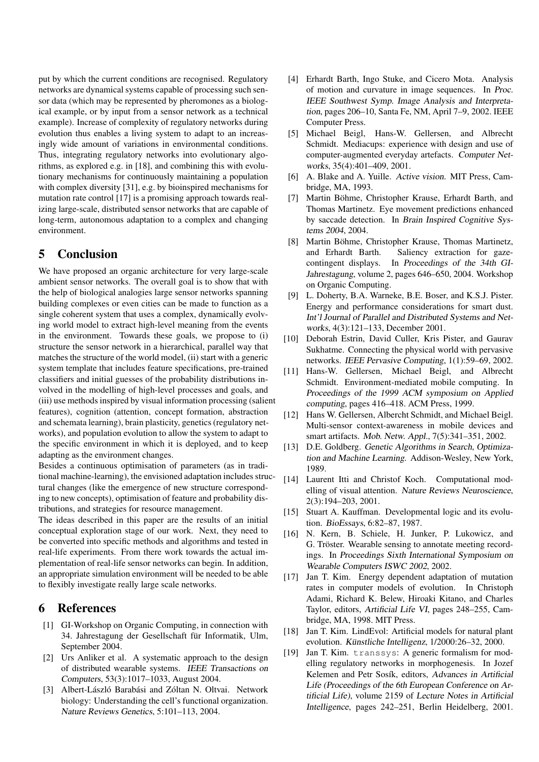put by which the current conditions are recognised. Regulatory networks are dynamical systems capable of processing such sensor data (which may be represented by pheromones as a biological example, or by input from a sensor network as a technical example). Increase of complexity of regulatory networks during evolution thus enables a living system to adapt to an increasingly wide amount of variations in environmental conditions. Thus, integrating regulatory networks into evolutionary algorithms, as explored e.g. in [18], and combining this with evolutionary mechanisms for continuously maintaining a population with complex diversity [31], e.g. by bioinspired mechanisms for mutation rate control [17] is a promising approach towards realizing large-scale, distributed sensor networks that are capable of long-term, autonomous adaptation to a complex and changing environment.

# 5 Conclusion

We have proposed an organic architecture for very large-scale ambient sensor networks. The overall goal is to show that with the help of biological analogies large sensor networks spanning building complexes or even cities can be made to function as a single coherent system that uses a complex, dynamically evolving world model to extract high-level meaning from the events in the environment. Towards these goals, we propose to (i) structure the sensor network in a hierarchical, parallel way that matches the structure of the world model, (ii) start with a generic system template that includes feature specifications, pre-trained classifiers and initial guesses of the probability distributions involved in the modelling of high-level processes and goals, and (iii) use methods inspired by visual information processing (salient features), cognition (attention, concept formation, abstraction and schemata learning), brain plasticity, genetics (regulatory networks), and population evolution to allow the system to adapt to the specific environment in which it is deployed, and to keep adapting as the environment changes.

Besides a continuous optimisation of parameters (as in traditional machine-learning), the envisioned adaptation includes structural changes (like the emergence of new structure corresponding to new concepts), optimisation of feature and probability distributions, and strategies for resource management.

The ideas described in this paper are the results of an initial conceptual exploration stage of our work. Next, they need to be converted into specific methods and algorithms and tested in real-life experiments. From there work towards the actual implementation of real-life sensor networks can begin. In addition, an appropriate simulation environment will be needed to be able to flexibly investigate really large scale networks.

# 6 References

[1] GI-Workshop on Organic Computing, in connection with 34. Jahrestagung der Gesellschaft für Informatik, Ulm, September 2004.

[2] Urs Anliker et al. A systematic approach to the design of distributed wearable systems. *IEEE Transactions on Computers*, 53(3):1017–1033, August 2004.

[3] Albert-László Barabási and Zóltan N. Oltvai. Network biology: Understanding the cell's functional organization. *Nature Reviews Genetics*, 5:101–113, 2004.

[4] Erhardt Barth, Ingo Stuke, and Cicero Mota. Analysis of motion and curvature in image sequences. In *Proc. IEEE Southwest Symp. Image Analysis and Interpretation*, pages 206–10, Santa Fe, NM, April 7–9, 2002. IEEE Computer Press.

[5] Michael Beigl, Hans-W. Gellersen, and Albrecht Schmidt. Mediacups: experience with design and use of computer-augmented everyday artefacts. *Computer Networks*, 35(4):401–409, 2001.

[6] A. Blake and A. Yuille. *Active vision*. MIT Press, Cambridge, MA, 1993.

[7] Martin Böhme, Christopher Krause, Erhardt Barth, and Thomas Martinetz. Eye movement predictions enhanced by saccade detection. In *Brain Inspired Cognitive Systems 2004*, 2004.

[8] Martin Böhme, Christopher Krause, Thomas Martinetz, and Erhardt Barth. Saliency extraction for gaze-contingent displays. In *Proceedings of the 34th GI-Jahrestagung*, volume 2, pages 646–650, 2004. Workshop on Organic Computing.

[9] L. Doherty, B.A. Warneke, B.E. Boser, and K.S.J. Pister. Energy and performance considerations for smart dust. *Int'l Journal of Parallel and Distributed Systems and Networks*, 4(3):121–133, December 2001.

[10] Deborah Estrin, David Culler, Kris Pister, and Gaurav Sukhatme. Connecting the physical world with pervasive networks. *IEEE Pervasive Computing*, 1(1):59–69, 2002.

[11] Hans-W. Gellersen, Michael Beigl, and Albrecht Schmidt. Environment-mediated mobile computing. In *Proceedings of the 1999 ACM symposium on Applied computing*, pages 416–418. ACM Press, 1999.

[12] Hans W. Gellersen, Albercht Schmidt, and Michael Beigl. Multi-sensor context-awareness in mobile devices and smart artifacts. *Mob. Netw. Appl.*, 7(5):341–351, 2002.

[13] D.E. Goldberg. *Genetic Algorithms in Search, Optimization and Machine Learning*. Addison-Wesley, New York, 1989.

[14] Laurent Itti and Christof Koch. Computational modelling of visual attention. *Nature Reviews Neuroscience*, 2(3):194–203, 2001.

[15] Stuart A. Kauffman. Developmental logic and its evolution. *BioEssays*, 6:82–87, 1987.

[16] N. Kern, B. Schiele, H. Junker, P. Lukowicz, and G. Tröster. Wearable sensing to annotate meeting recordings. In *Proceedings Sixth International Symposium on Wearable Computers ISWC 2002*, 2002.

[17] Jan T. Kim. Energy dependent adaptation of mutation rates in computer models of evolution. In Christoph Adami, Richard K. Belew, Hiroaki Kitano, and Charles Taylor, editors, *Artificial Life VI*, pages 248–255, Cambridge, MA, 1998. MIT Press.

[18] Jan T. Kim. LindEvol: Artificial models for natural plant evolution. *Künstliche Intelligenz*, 1/2000:26–32, 2000.

[19] Jan T. Kim. `transsys`: A generic formalism for modelling regulatory networks in morphogenesis. In Jozef Kelemen and Petr Sosík, editors, *Advances in Artificial Life (Proceedings of the 6th European Conference on Artificial Life)*, volume 2159 of *Lecture Notes in Artificial Intelligence*, pages 242–251, Berlin Heidelberg, 2001.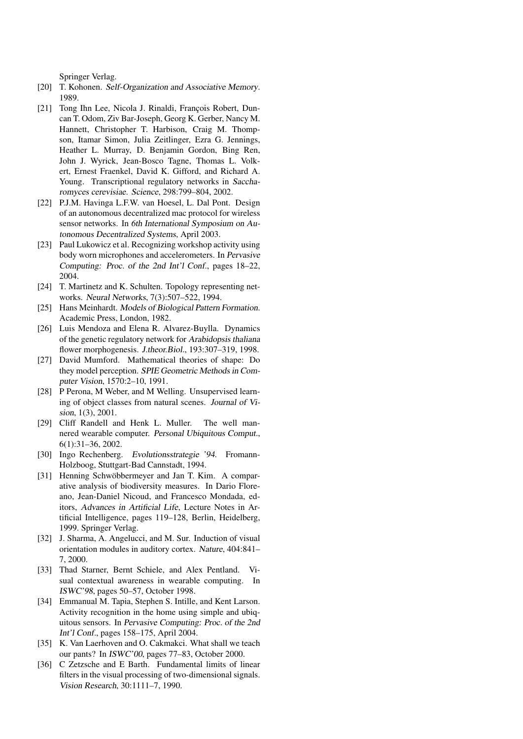Springer Verlag.

[20] T. Kohonen. *Self-Organization and Associative Memory*. 1989.

[21] Tong Ihn Lee, Nicola J. Rinaldi, François Robert, Duncan T. Odom, Ziv Bar-Joseph, Georg K. Gerber, Nancy M. Hannett, Christopher T. Harbison, Craig M. Thompson, Itamar Simon, Julia Zeitlinger, Ezra G. Jennings, Heather L. Murray, D. Benjamin Gordon, Bing Ren, John J. Wyrick, Jean-Bosco Tagne, Thomas L. Volkert, Ernest Fraenkel, David K. Gifford, and Richard A. Young. Transcriptional regulatory networks in *Saccharomyces cerevisiae*. *Science*, 298:799–804, 2002.

[22] P.J.M. Havinga L.F.W. van Hoesel, L. Dal Pont. Design of an autonomous decentralized mac protocol for wireless sensor networks. In *6th International Symposium on Autonomous Decentralized Systems*, April 2003.

[23] Paul Lukowicz et al. Recognizing workshop activity using body worn microphones and accelerometers. In *Pervasive Computing: Proc. of the 2nd Int'l Conf.*, pages 18–22, 2004.

[24] T. Martinetz and K. Schulten. Topology representing networks. *Neural Networks*, 7(3):507–522, 1994.

[25] Hans Meinhardt. *Models of Biological Pattern Formation*. Academic Press, London, 1982.

[26] Luis Mendoza and Elena R. Alvarez-Buylla. Dynamics of the genetic regulatory network for *Arabidopsis thaliana* flower morphogenesis. *J.theor.Biol.*, 193:307–319, 1998.

[27] David Mumford. Mathematical theories of shape: Do they model perception. *SPIE Geometric Methods in Computer Vision*, 1570:2–10, 1991.

[28] P Perona, M Weber, and M Welling. Unsupervised learning of object classes from natural scenes. *Journal of Vision*, 1(3), 2001.

[29] Cliff Randell and Henk L. Muller. The well mannered wearable computer. *Personal Ubiquitous Comput.*, 6(1):31–36, 2002.

[30] Ingo Rechenberg. *Evolutionsstrategie '94*. Fromann-Holzboog, Stuttgart-Bad Cannstadt, 1994.

[31] Henning Schwöbbermeyer and Jan T. Kim. A comparative analysis of biodiversity measures. In Dario Floreano, Jean-Daniel Nicoud, and Francesco Mondada, editors, *Advances in Artificial Life*, Lecture Notes in Artificial Intelligence, pages 119–128, Berlin, Heidelberg, 1999. Springer Verlag.

[32] J. Sharma, A. Angelucci, and M. Sur. Induction of visual orientation modules in auditory cortex. *Nature*, 404:841–7, 2000.

[33] Thad Starner, Bernt Schiele, and Alex Pentland. Visual contextual awareness in wearable computing. In *ISWC'98*, pages 50–57, October 1998.

[34] Emmanual M. Tapia, Stephen S. Intille, and Kent Larson. Activity recognition in the home using simple and ubiquitous sensors. In *Pervasive Computing: Proc. of the 2nd Int'l Conf.*, pages 158–175, April 2004.

[35] K. Van Laerhoven and O. Cakmakci. What shall we teach our pants? In *ISWC'00*, pages 77–83, October 2000.

[36] C Zetzsche and E Barth. Fundamental limits of linear filters in the visual processing of two-dimensional signals. *Vision Research*, 30:1111–7, 1990.